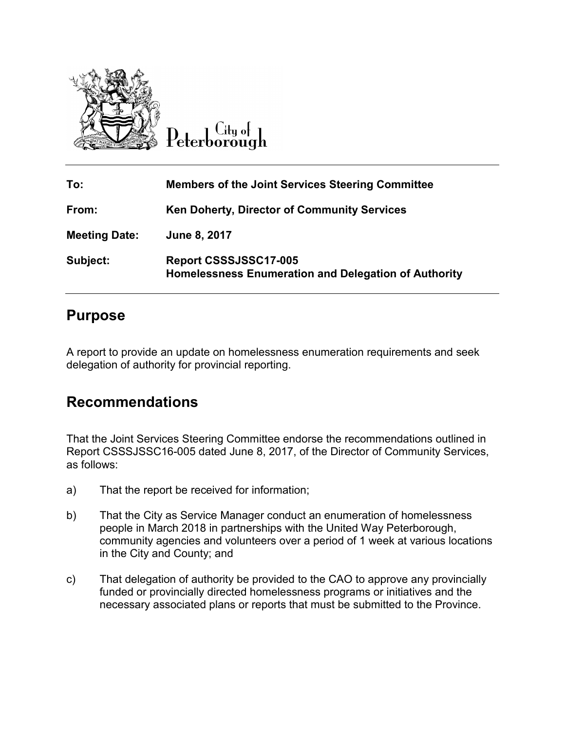City of Peterborough

| | |
|---|---|
| **To:** | **Members of the Joint Services Steering Committee** |
| **From:** | **Ken Doherty, Director of Community Services** |
| **Meeting Date:** | **June 8, 2017** |
| **Subject:** | **Report CSSSJSSC17-005**<br>**Homelessness Enumeration and Delegation of Authority** |

## Purpose

A report to provide an update on homelessness enumeration requirements and seek delegation of authority for provincial reporting.

## Recommendations

That the Joint Services Steering Committee endorse the recommendations outlined in Report CSSSJSSC16-005 dated June 8, 2017, of the Director of Community Services, as follows:

a) That the report be received for information;

b) That the City as Service Manager conduct an enumeration of homelessness people in March 2018 in partnerships with the United Way Peterborough, community agencies and volunteers over a period of 1 week at various locations in the City and County; and

c) That delegation of authority be provided to the CAO to approve any provincially funded or provincially directed homelessness programs or initiatives and the necessary associated plans or reports that must be submitted to the Province.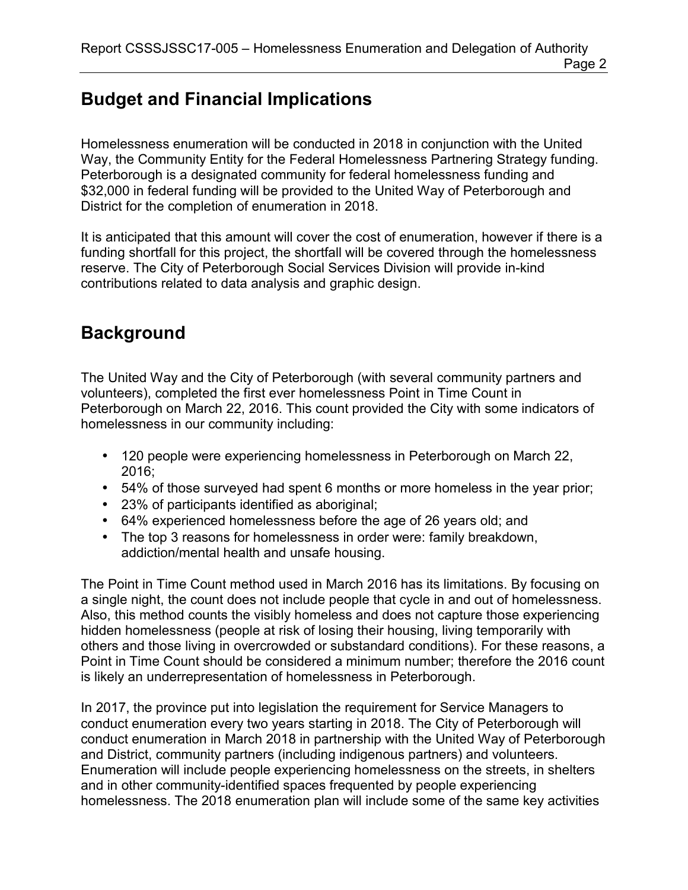## Budget and Financial Implications

Homelessness enumeration will be conducted in 2018 in conjunction with the United Way, the Community Entity for the Federal Homelessness Partnering Strategy funding. Peterborough is a designated community for federal homelessness funding and $32,000 in federal funding will be provided to the United Way of Peterborough and District for the completion of enumeration in 2018.

It is anticipated that this amount will cover the cost of enumeration, however if there is a funding shortfall for this project, the shortfall will be covered through the homelessness reserve. The City of Peterborough Social Services Division will provide in-kind contributions related to data analysis and graphic design.

## Background

The United Way and the City of Peterborough (with several community partners and volunteers), completed the first ever homelessness Point in Time Count in Peterborough on March 22, 2016. This count provided the City with some indicators of homelessness in our community including:

- 120 people were experiencing homelessness in Peterborough on March 22, 2016;
- 54% of those surveyed had spent 6 months or more homeless in the year prior;
- 23% of participants identified as aboriginal;
- 64% experienced homelessness before the age of 26 years old; and
- The top 3 reasons for homelessness in order were: family breakdown, addiction/mental health and unsafe housing.

The Point in Time Count method used in March 2016 has its limitations. By focusing on a single night, the count does not include people that cycle in and out of homelessness. Also, this method counts the visibly homeless and does not capture those experiencing hidden homelessness (people at risk of losing their housing, living temporarily with others and those living in overcrowded or substandard conditions). For these reasons, a Point in Time Count should be considered a minimum number; therefore the 2016 count is likely an underrepresentation of homelessness in Peterborough.

In 2017, the province put into legislation the requirement for Service Managers to conduct enumeration every two years starting in 2018. The City of Peterborough will conduct enumeration in March 2018 in partnership with the United Way of Peterborough and District, community partners (including indigenous partners) and volunteers. Enumeration will include people experiencing homelessness on the streets, in shelters and in other community-identified spaces frequented by people experiencing homelessness. The 2018 enumeration plan will include some of the same key activities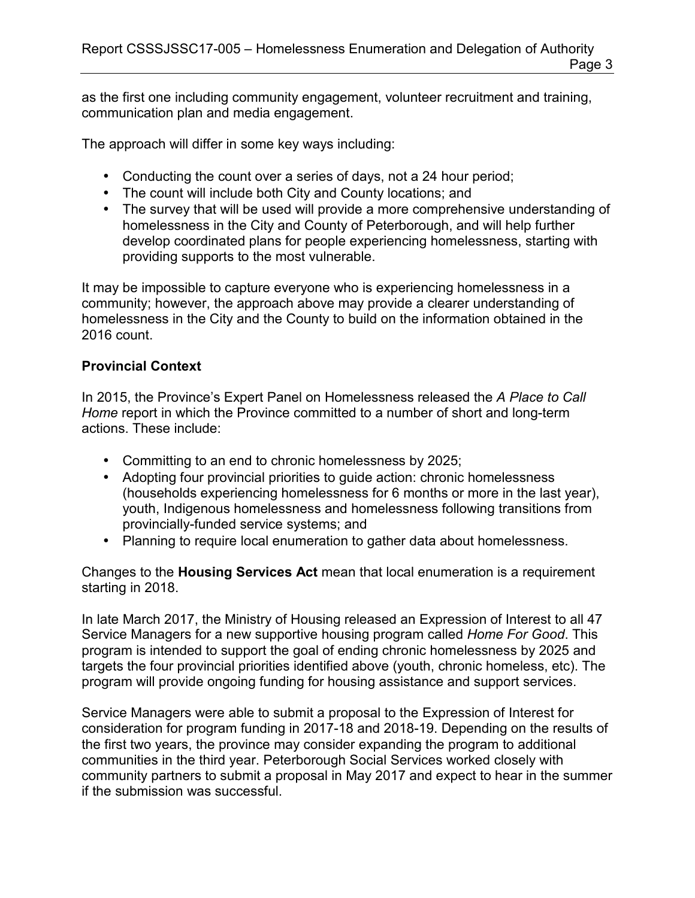as the first one including community engagement, volunteer recruitment and training, communication plan and media engagement.

The approach will differ in some key ways including:

- Conducting the count over a series of days, not a 24 hour period;
- The count will include both City and County locations; and
- The survey that will be used will provide a more comprehensive understanding of homelessness in the City and County of Peterborough, and will help further develop coordinated plans for people experiencing homelessness, starting with providing supports to the most vulnerable.

It may be impossible to capture everyone who is experiencing homelessness in a community; however, the approach above may provide a clearer understanding of homelessness in the City and the County to build on the information obtained in the 2016 count.

**Provincial Context**

In 2015, the Province's Expert Panel on Homelessness released the *A Place to Call Home* report in which the Province committed to a number of short and long-term actions. These include:

- Committing to an end to chronic homelessness by 2025;
- Adopting four provincial priorities to guide action: chronic homelessness (households experiencing homelessness for 6 months or more in the last year), youth, Indigenous homelessness and homelessness following transitions from provincially-funded service systems; and
- Planning to require local enumeration to gather data about homelessness.

Changes to the **Housing Services Act** mean that local enumeration is a requirement starting in 2018.

In late March 2017, the Ministry of Housing released an Expression of Interest to all 47 Service Managers for a new supportive housing program called *Home For Good*. This program is intended to support the goal of ending chronic homelessness by 2025 and targets the four provincial priorities identified above (youth, chronic homeless, etc). The program will provide ongoing funding for housing assistance and support services.

Service Managers were able to submit a proposal to the Expression of Interest for consideration for program funding in 2017-18 and 2018-19. Depending on the results of the first two years, the province may consider expanding the program to additional communities in the third year. Peterborough Social Services worked closely with community partners to submit a proposal in May 2017 and expect to hear in the summer if the submission was successful.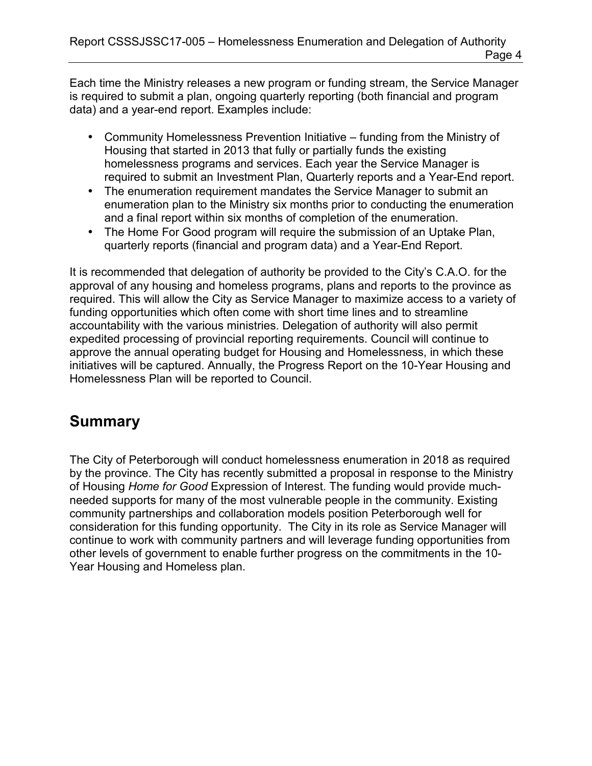Each time the Ministry releases a new program or funding stream, the Service Manager is required to submit a plan, ongoing quarterly reporting (both financial and program data) and a year-end report. Examples include:

- Community Homelessness Prevention Initiative – funding from the Ministry of Housing that started in 2013 that fully or partially funds the existing homelessness programs and services. Each year the Service Manager is required to submit an Investment Plan, Quarterly reports and a Year-End report.
- The enumeration requirement mandates the Service Manager to submit an enumeration plan to the Ministry six months prior to conducting the enumeration and a final report within six months of completion of the enumeration.
- The Home For Good program will require the submission of an Uptake Plan, quarterly reports (financial and program data) and a Year-End Report.

It is recommended that delegation of authority be provided to the City's C.A.O. for the approval of any housing and homeless programs, plans and reports to the province as required. This will allow the City as Service Manager to maximize access to a variety of funding opportunities which often come with short time lines and to streamline accountability with the various ministries. Delegation of authority will also permit expedited processing of provincial reporting requirements. Council will continue to approve the annual operating budget for Housing and Homelessness, in which these initiatives will be captured. Annually, the Progress Report on the 10-Year Housing and Homelessness Plan will be reported to Council.

## Summary

The City of Peterborough will conduct homelessness enumeration in 2018 as required by the province. The City has recently submitted a proposal in response to the Ministry of Housing *Home for Good* Expression of Interest. The funding would provide much-needed supports for many of the most vulnerable people in the community. Existing community partnerships and collaboration models position Peterborough well for consideration for this funding opportunity. The City in its role as Service Manager will continue to work with community partners and will leverage funding opportunities from other levels of government to enable further progress on the commitments in the 10-Year Housing and Homeless plan.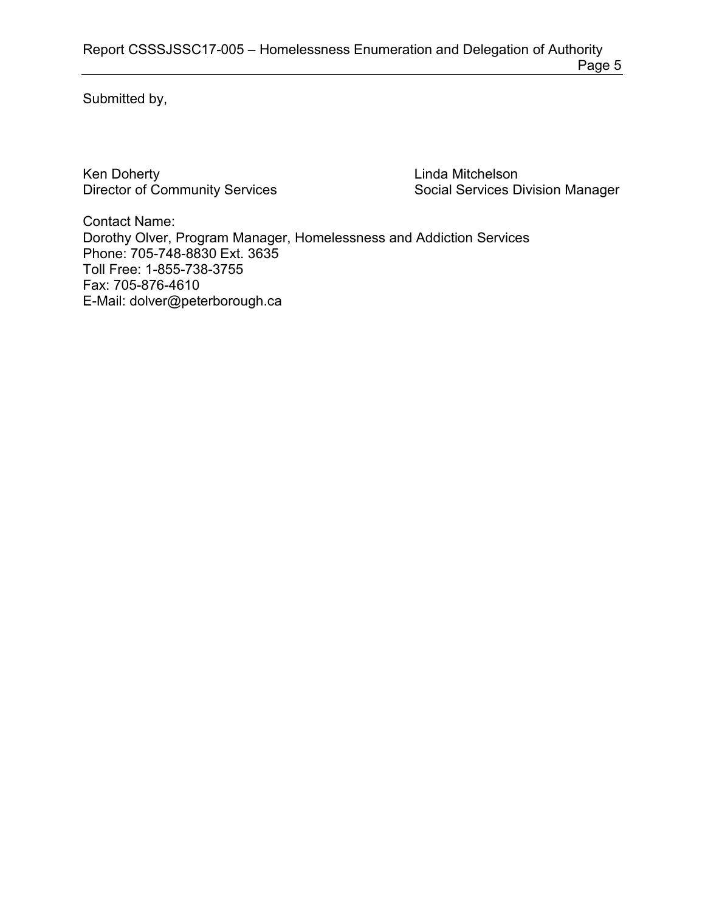Submitted by,

Ken Doherty
Director of Community Services

Linda Mitchelson
Social Services Division Manager

Contact Name:
Dorothy Olver, Program Manager, Homelessness and Addiction Services
Phone: 705-748-8830 Ext. 3635
Toll Free: 1-855-738-3755
Fax: 705-876-4610
E-Mail: dolver@peterborough.ca